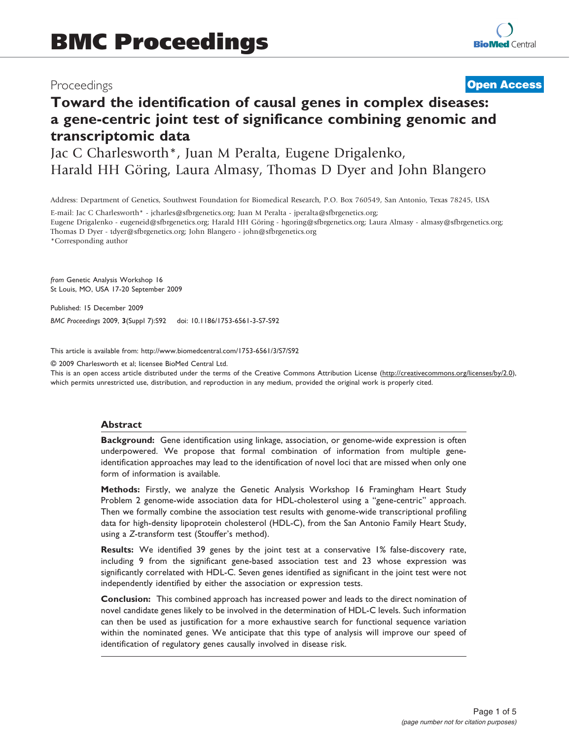# BMC Proceedings

Proceedings **Open Access**

# Toward the identification of causal genes in complex diseases: a gene-centric joint test of significance combining genomic and transcriptomic data

Jac C Charlesworth*, Juan M Peralta, Eugene Drigalenko, Harald HH Göring, Laura Almasy, Thomas D Dyer and John Blangero

Address: Department of Genetics, Southwest Foundation for Biomedical Research, P.O. Box 760549, San Antonio, Texas 78245, USA

E-mail: Jac C Charlesworth* - jcharles@sfbrgenetics.org; Juan M Peralta - jperalta@sfbrgenetics.org; Eugene Drigalenko - eugeneid@sfbrgenetics.org; Harald HH Göring - hgoring@sfbrgenetics.org; Laura Almasy - almasy@sfbrgenetics.org; Thomas D Dyer - tdyer@sfbrgenetics.org; John Blangero - john@sfbrgenetics.org

*Corresponding author

*from* Genetic Analysis Workshop 16
St Louis, MO, USA 17-20 September 2009

Published: 15 December 2009

*BMC Proceedings* 2009, **3**(Suppl 7):S92 doi: 10.1186/1753-6561-3-S7-S92

This article is available from: http://www.biomedcentral.com/1753-6561/3/S7/S92

© 2009 Charlesworth et al; licensee BioMed Central Ltd.
This is an open access article distributed under the terms of the Creative Commons Attribution License (http://creativecommons.org/licenses/by/2.0), which permits unrestricted use, distribution, and reproduction in any medium, provided the original work is properly cited.

## Abstract

**Background:** Gene identification using linkage, association, or genome-wide expression is often underpowered. We propose that formal combination of information from multiple gene-identification approaches may lead to the identification of novel loci that are missed when only one form of information is available.

**Methods:** Firstly, we analyze the Genetic Analysis Workshop 16 Framingham Heart Study Problem 2 genome-wide association data for HDL-cholesterol using a "gene-centric" approach. Then we formally combine the association test results with genome-wide transcriptional profiling data for high-density lipoprotein cholesterol (HDL-C), from the San Antonio Family Heart Study, using a *Z*-transform test (Stouffer's method).

**Results:** We identified 39 genes by the joint test at a conservative 1% false-discovery rate, including 9 from the significant gene-based association test and 23 whose expression was significantly correlated with HDL-C. Seven genes identified as significant in the joint test were not independently identified by either the association or expression tests.

**Conclusion:** This combined approach has increased power and leads to the direct nomination of novel candidate genes likely to be involved in the determination of HDL-C levels. Such information can then be used as justification for a more exhaustive search for functional sequence variation within the nominated genes. We anticipate that this type of analysis will improve our speed of identification of regulatory genes causally involved in disease risk.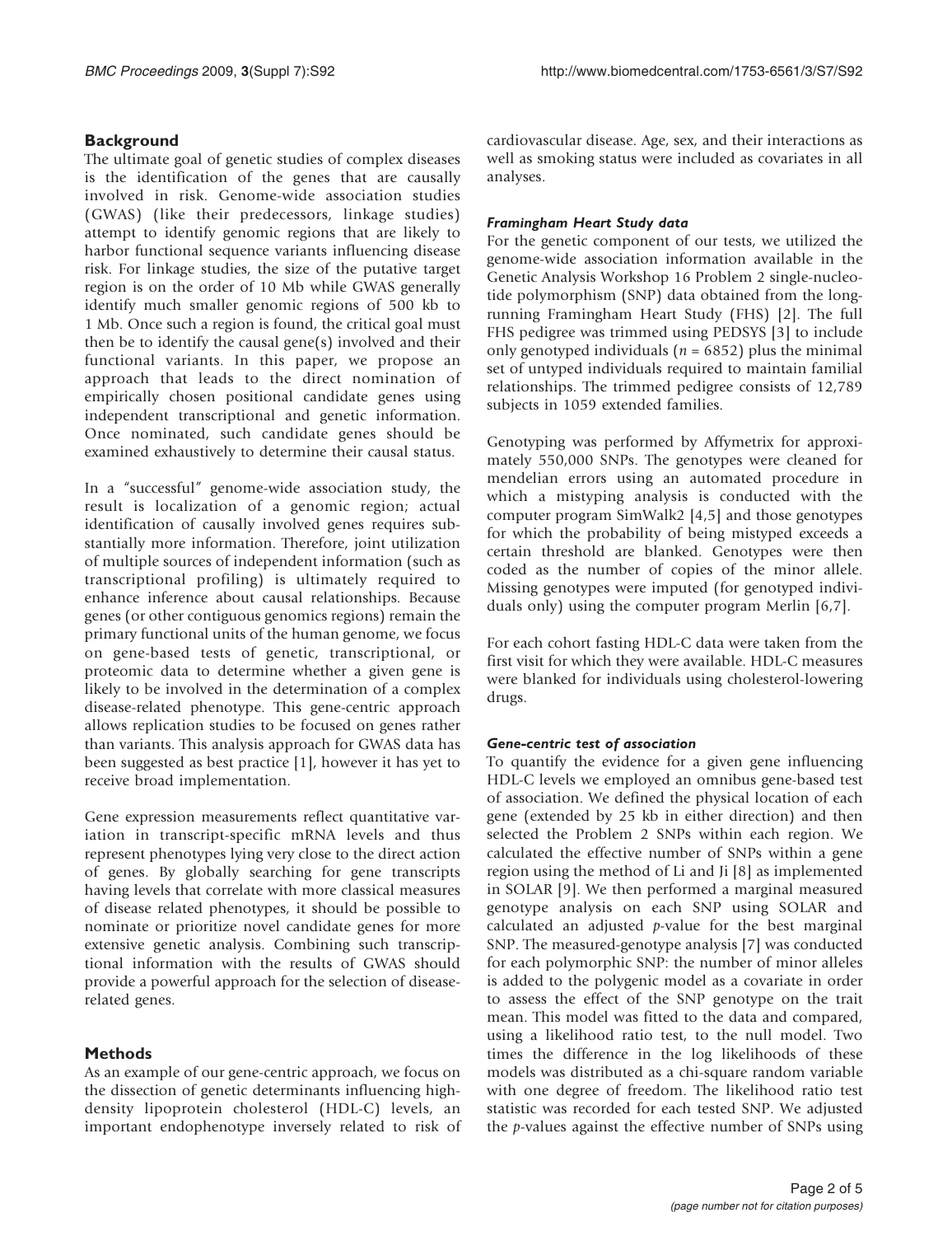## Background

The ultimate goal of genetic studies of complex diseases is the identification of the genes that are causally involved in risk. Genome-wide association studies (GWAS) (like their predecessors, linkage studies) attempt to identify genomic regions that are likely to harbor functional sequence variants influencing disease risk. For linkage studies, the size of the putative target region is on the order of 10 Mb while GWAS generally identify much smaller genomic regions of 500 kb to 1 Mb. Once such a region is found, the critical goal must then be to identify the causal gene(s) involved and their functional variants. In this paper, we propose an approach that leads to the direct nomination of empirically chosen positional candidate genes using independent transcriptional and genetic information. Once nominated, such candidate genes should be examined exhaustively to determine their causal status.

In a "successful" genome-wide association study, the result is localization of a genomic region; actual identification of causally involved genes requires substantially more information. Therefore, joint utilization of multiple sources of independent information (such as transcriptional profiling) is ultimately required to enhance inference about causal relationships. Because genes (or other contiguous genomics regions) remain the primary functional units of the human genome, we focus on gene-based tests of genetic, transcriptional, or proteomic data to determine whether a given gene is likely to be involved in the determination of a complex disease-related phenotype. This gene-centric approach allows replication studies to be focused on genes rather than variants. This analysis approach for GWAS data has been suggested as best practice [1], however it has yet to receive broad implementation.

Gene expression measurements reflect quantitative variation in transcript-specific mRNA levels and thus represent phenotypes lying very close to the direct action of genes. By globally searching for gene transcripts having levels that correlate with more classical measures of disease related phenotypes, it should be possible to nominate or prioritize novel candidate genes for more extensive genetic analysis. Combining such transcriptional information with the results of GWAS should provide a powerful approach for the selection of disease-related genes.

## Methods

As an example of our gene-centric approach, we focus on the dissection of genetic determinants influencing high-density lipoprotein cholesterol (HDL-C) levels, an important endophenotype inversely related to risk of cardiovascular disease. Age, sex, and their interactions as well as smoking status were included as covariates in all analyses.

### *Framingham Heart Study data*

For the genetic component of our tests, we utilized the genome-wide association information available in the Genetic Analysis Workshop 16 Problem 2 single-nucleotide polymorphism (SNP) data obtained from the long-running Framingham Heart Study (FHS) [2]. The full FHS pedigree was trimmed using PEDSYS [3] to include only genotyped individuals ($n = 6852$) plus the minimal set of untyped individuals required to maintain familial relationships. The trimmed pedigree consists of 12,789 subjects in 1059 extended families.

Genotyping was performed by Affymetrix for approximately 550,000 SNPs. The genotypes were cleaned for mendelian errors using an automated procedure in which a mistyping analysis is conducted with the computer program SimWalk2 [4,5] and those genotypes for which the probability of being mistyped exceeds a certain threshold are blanked. Genotypes were then coded as the number of copies of the minor allele. Missing genotypes were imputed (for genotyped individuals only) using the computer program Merlin [6,7].

For each cohort fasting HDL-C data were taken from the first visit for which they were available. HDL-C measures were blanked for individuals using cholesterol-lowering drugs.

### *Gene-centric test of association*

To quantify the evidence for a given gene influencing HDL-C levels we employed an omnibus gene-based test of association. We defined the physical location of each gene (extended by 25 kb in either direction) and then selected the Problem 2 SNPs within each region. We calculated the effective number of SNPs within a gene region using the method of Li and Ji [8] as implemented in SOLAR [9]. We then performed a marginal measured genotype analysis on each SNP using SOLAR and calculated an adjusted *p*-value for the best marginal SNP. The measured-genotype analysis [7] was conducted for each polymorphic SNP: the number of minor alleles is added to the polygenic model as a covariate in order to assess the effect of the SNP genotype on the trait mean. This model was fitted to the data and compared, using a likelihood ratio test, to the null model. Two times the difference in the log likelihoods of these models was distributed as a chi-square random variable with one degree of freedom. The likelihood ratio test statistic was recorded for each tested SNP. We adjusted the *p*-values against the effective number of SNPs using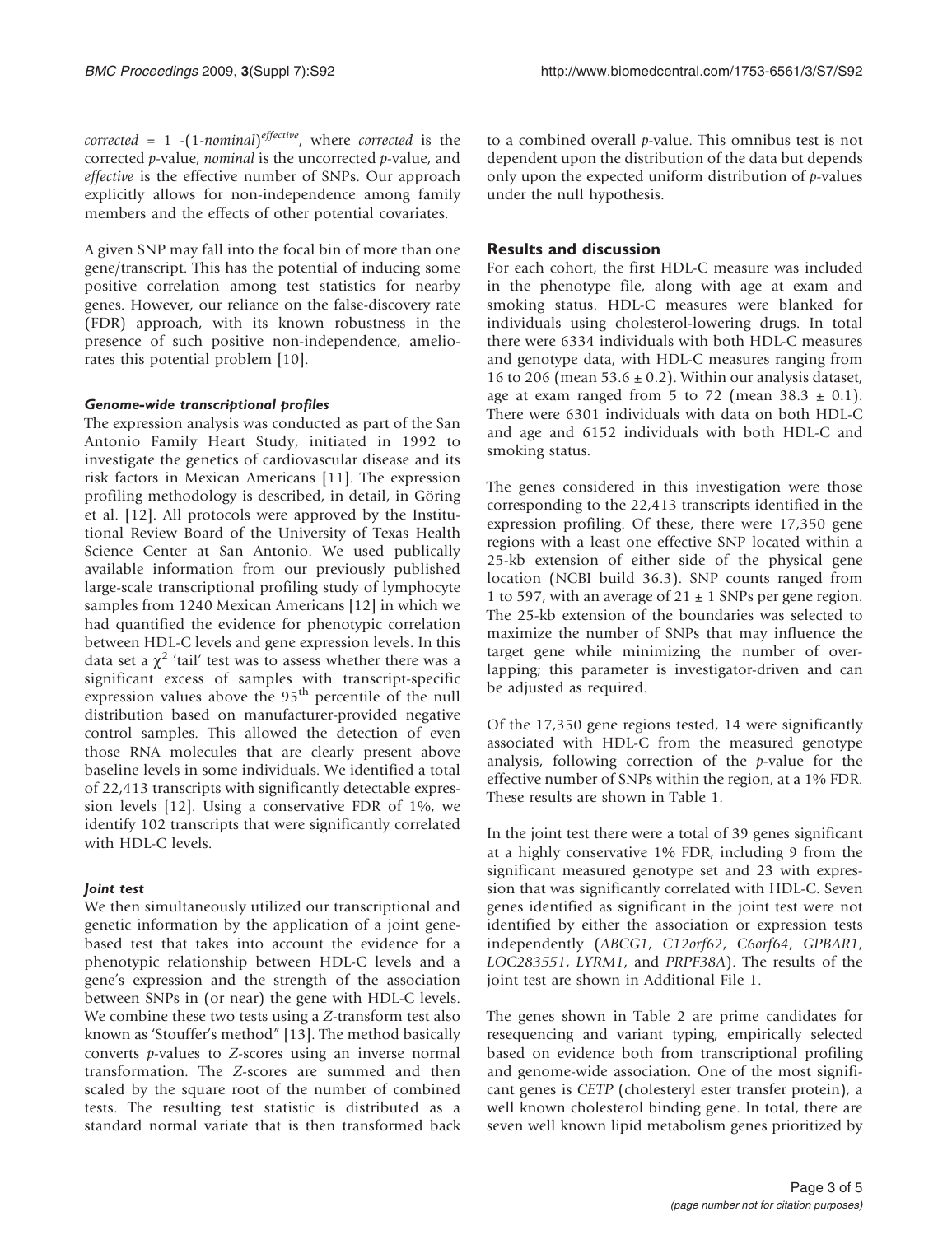*corrected* = 1 -(1-*nominal*)$^{effective}$, where *corrected* is the corrected *p*-value, *nominal* is the uncorrected *p*-value, and *effective* is the effective number of SNPs. Our approach explicitly allows for non-independence among family members and the effects of other potential covariates.

A given SNP may fall into the focal bin of more than one gene/transcript. This has the potential of inducing some positive correlation among test statistics for nearby genes. However, our reliance on the false-discovery rate (FDR) approach, with its known robustness in the presence of such positive non-independence, ameliorates this potential problem [10].

#### *Genome-wide transcriptional profiles*

The expression analysis was conducted as part of the San Antonio Family Heart Study, initiated in 1992 to investigate the genetics of cardiovascular disease and its risk factors in Mexican Americans [11]. The expression profiling methodology is described, in detail, in Göring et al. [12]. All protocols were approved by the Institutional Review Board of the University of Texas Health Science Center at San Antonio. We used publically available information from our previously published large-scale transcriptional profiling study of lymphocyte samples from 1240 Mexican Americans [12] in which we had quantified the evidence for phenotypic correlation between HDL-C levels and gene expression levels. In this data set a $\chi^2$ 'tail' test was to assess whether there was a significant excess of samples with transcript-specific expression values above the 95$^{th}$ percentile of the null distribution based on manufacturer-provided negative control samples. This allowed the detection of even those RNA molecules that are clearly present above baseline levels in some individuals. We identified a total of 22,413 transcripts with significantly detectable expression levels [12]. Using a conservative FDR of 1%, we identify 102 transcripts that were significantly correlated with HDL-C levels.

#### *Joint test*

We then simultaneously utilized our transcriptional and genetic information by the application of a joint gene-based test that takes into account the evidence for a phenotypic relationship between HDL-C levels and a gene's expression and the strength of the association between SNPs in (or near) the gene with HDL-C levels. We combine these two tests using a *Z*-transform test also known as 'Stouffer's method" [13]. The method basically converts *p*-values to *Z*-scores using an inverse normal transformation. The *Z*-scores are summed and then scaled by the square root of the number of combined tests. The resulting test statistic is distributed as a standard normal variate that is then transformed back to a combined overall *p*-value. This omnibus test is not dependent upon the distribution of the data but depends only upon the expected uniform distribution of *p*-values under the null hypothesis.

### Results and discussion

For each cohort, the first HDL-C measure was included in the phenotype file, along with age at exam and smoking status. HDL-C measures were blanked for individuals using cholesterol-lowering drugs. In total there were 6334 individuals with both HDL-C measures and genotype data, with HDL-C measures ranging from 16 to 206 (mean 53.6 ± 0.2). Within our analysis dataset, age at exam ranged from 5 to 72 (mean 38.3 ± 0.1). There were 6301 individuals with data on both HDL-C and age and 6152 individuals with both HDL-C and smoking status.

The genes considered in this investigation were those corresponding to the 22,413 transcripts identified in the expression profiling. Of these, there were 17,350 gene regions with a least one effective SNP located within a 25-kb extension of either side of the physical gene location (NCBI build 36.3). SNP counts ranged from 1 to 597, with an average of 21 ± 1 SNPs per gene region. The 25-kb extension of the boundaries was selected to maximize the number of SNPs that may influence the target gene while minimizing the number of overlapping; this parameter is investigator-driven and can be adjusted as required.

Of the 17,350 gene regions tested, 14 were significantly associated with HDL-C from the measured genotype analysis, following correction of the *p*-value for the effective number of SNPs within the region, at a 1% FDR. These results are shown in Table 1.

In the joint test there were a total of 39 genes significant at a highly conservative 1% FDR, including 9 from the significant measured genotype set and 23 with expression that was significantly correlated with HDL-C. Seven genes identified as significant in the joint test were not identified by either the association or expression tests independently (*ABCG1*, *C12orf62*, *C6orf64*, *GPBAR1*, *LOC283551*, *LYRM1*, and *PRPF38A*). The results of the joint test are shown in Additional File 1.

The genes shown in Table 2 are prime candidates for resequencing and variant typing, empirically selected based on evidence both from transcriptional profiling and genome-wide association. One of the most significant genes is *CETP* (cholesteryl ester transfer protein), a well known cholesterol binding gene. In total, there are seven well known lipid metabolism genes prioritized by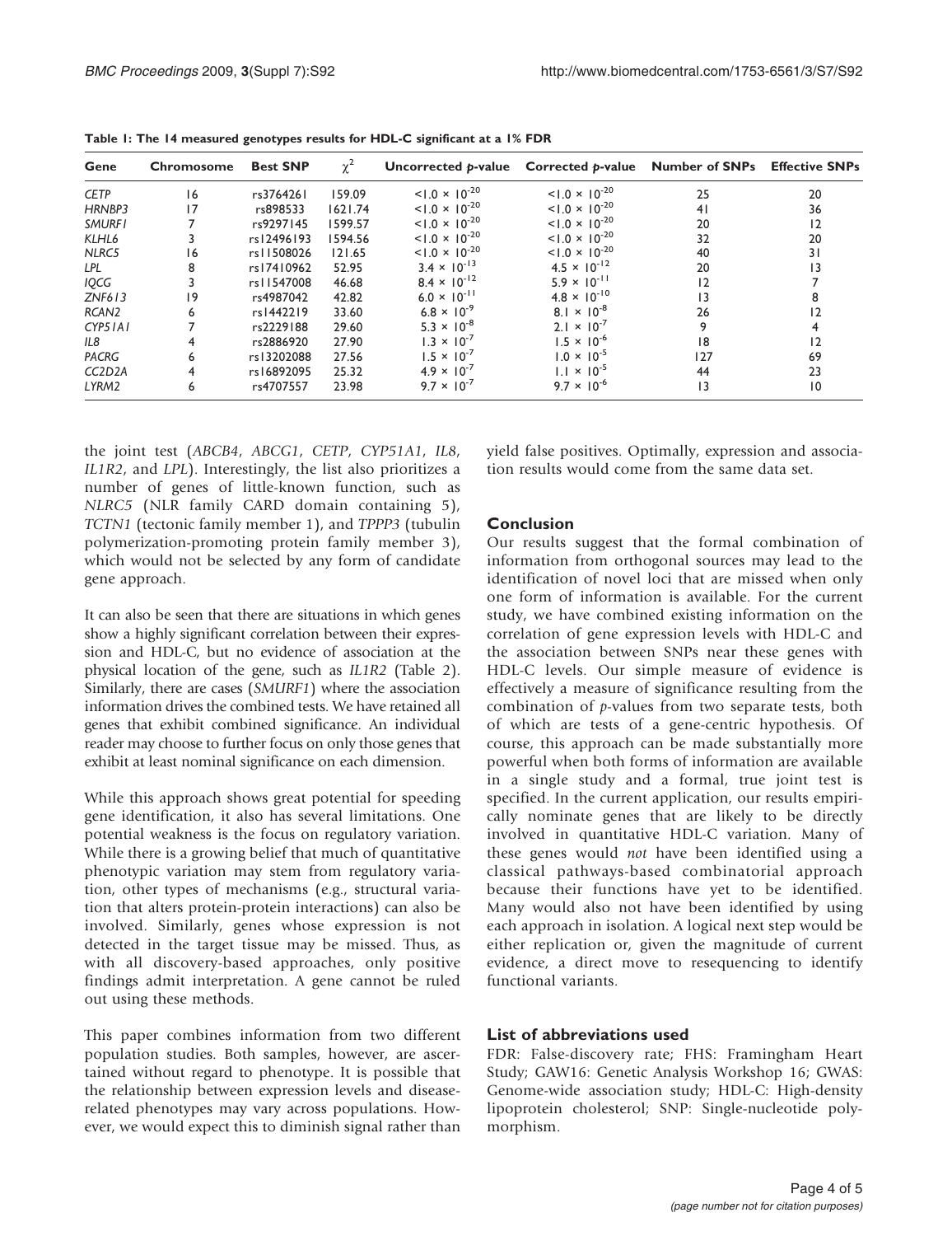**Table 1: The 14 measured genotypes results for HDL-C significant at a 1% FDR**

| Gene | Chromosome | Best SNP | $\chi^2$ | Uncorrected *p*-value | Corrected *p*-value | Number of SNPs | Effective SNPs |
|---|---|---|---|---|---|---|---|
| *CETP* | 16 | rs3764261 | 159.09 | $<1.0 \times 10^{-20}$ | $<1.0 \times 10^{-20}$ | 25 | 20 |
| *HRNBP3* | 17 | rs898533 | 1621.74 | $<1.0 \times 10^{-20}$ | $<1.0 \times 10^{-20}$ | 41 | 36 |
| *SMURF1* | 7 | rs9297145 | 1599.57 | $<1.0 \times 10^{-20}$ | $<1.0 \times 10^{-20}$ | 20 | 12 |
| *KLHL6* | 3 | rs12496193 | 1594.56 | $<1.0 \times 10^{-20}$ | $<1.0 \times 10^{-20}$ | 32 | 20 |
| *NLRC5* | 16 | rs11508026 | 121.65 | $<1.0 \times 10^{-20}$ | $<1.0 \times 10^{-20}$ | 40 | 31 |
| *LPL* | 8 | rs17410962 | 52.95 | $3.4 \times 10^{-13}$ | $4.5 \times 10^{-12}$ | 20 | 13 |
| *IQCG* | 3 | rs11547008 | 46.68 | $8.4 \times 10^{-12}$ | $5.9 \times 10^{-11}$ | 12 | 7 |
| *ZNF613* | 19 | rs4987042 | 42.82 | $6.0 \times 10^{-11}$ | $4.8 \times 10^{-10}$ | 13 | 8 |
| *RCAN2* | 6 | rs1442219 | 33.60 | $6.8 \times 10^{-9}$ | $8.1 \times 10^{-8}$ | 26 | 12 |
| *CYP51A1* | 7 | rs2229188 | 29.60 | $5.3 \times 10^{-8}$ | $2.1 \times 10^{-7}$ | 9 | 4 |
| *IL8* | 4 | rs2886920 | 27.90 | $1.3 \times 10^{-7}$ | $1.5 \times 10^{-6}$ | 18 | 12 |
| *PACRG* | 6 | rs13202088 | 27.56 | $1.5 \times 10^{-7}$ | $1.0 \times 10^{-5}$ | 127 | 69 |
| *CC2D2A* | 4 | rs16892095 | 25.32 | $4.9 \times 10^{-7}$ | $1.1 \times 10^{-5}$ | 44 | 23 |
| *LYRM2* | 6 | rs4707557 | 23.98 | $9.7 \times 10^{-7}$ | $9.7 \times 10^{-6}$ | 13 | 10 |

the joint test (*ABCB4*, *ABCG1*, *CETP*, *CYP51A1*, *IL8*, *IL1R2*, and *LPL*). Interestingly, the list also prioritizes a number of genes of little-known function, such as *NLRC5* (NLR family CARD domain containing 5), *TCTN1* (tectonic family member 1), and *TPPP3* (tubulin polymerization-promoting protein family member 3), which would not be selected by any form of candidate gene approach.

It can also be seen that there are situations in which genes show a highly significant correlation between their expression and HDL-C, but no evidence of association at the physical location of the gene, such as *IL1R2* (Table 2). Similarly, there are cases (*SMURF1*) where the association information drives the combined tests. We have retained all genes that exhibit combined significance. An individual reader may choose to further focus on only those genes that exhibit at least nominal significance on each dimension.

While this approach shows great potential for speeding gene identification, it also has several limitations. One potential weakness is the focus on regulatory variation. While there is a growing belief that much of quantitative phenotypic variation may stem from regulatory variation, other types of mechanisms (e.g., structural variation that alters protein-protein interactions) can also be involved. Similarly, genes whose expression is not detected in the target tissue may be missed. Thus, as with all discovery-based approaches, only positive findings admit interpretation. A gene cannot be ruled out using these methods.

This paper combines information from two different population studies. Both samples, however, are ascertained without regard to phenotype. It is possible that the relationship between expression levels and disease-related phenotypes may vary across populations. However, we would expect this to diminish signal rather than yield false positives. Optimally, expression and association results would come from the same data set.

## Conclusion

Our results suggest that the formal combination of information from orthogonal sources may lead to the identification of novel loci that are missed when only one form of information is available. For the current study, we have combined existing information on the correlation of gene expression levels with HDL-C and the association between SNPs near these genes with HDL-C levels. Our simple measure of evidence is effectively a measure of significance resulting from the combination of *p*-values from two separate tests, both of which are tests of a gene-centric hypothesis. Of course, this approach can be made substantially more powerful when both forms of information are available in a single study and a formal, true joint test is specified. In the current application, our results empirically nominate genes that are likely to be directly involved in quantitative HDL-C variation. Many of these genes would *not* have been identified using a classical pathways-based combinatorial approach because their functions have yet to be identified. Many would also not have been identified by using each approach in isolation. A logical next step would be either replication or, given the magnitude of current evidence, a direct move to resequencing to identify functional variants.

## List of abbreviations used

FDR: False-discovery rate; FHS: Framingham Heart Study; GAW16: Genetic Analysis Workshop 16; GWAS: Genome-wide association study; HDL-C: High-density lipoprotein cholesterol; SNP: Single-nucleotide polymorphism.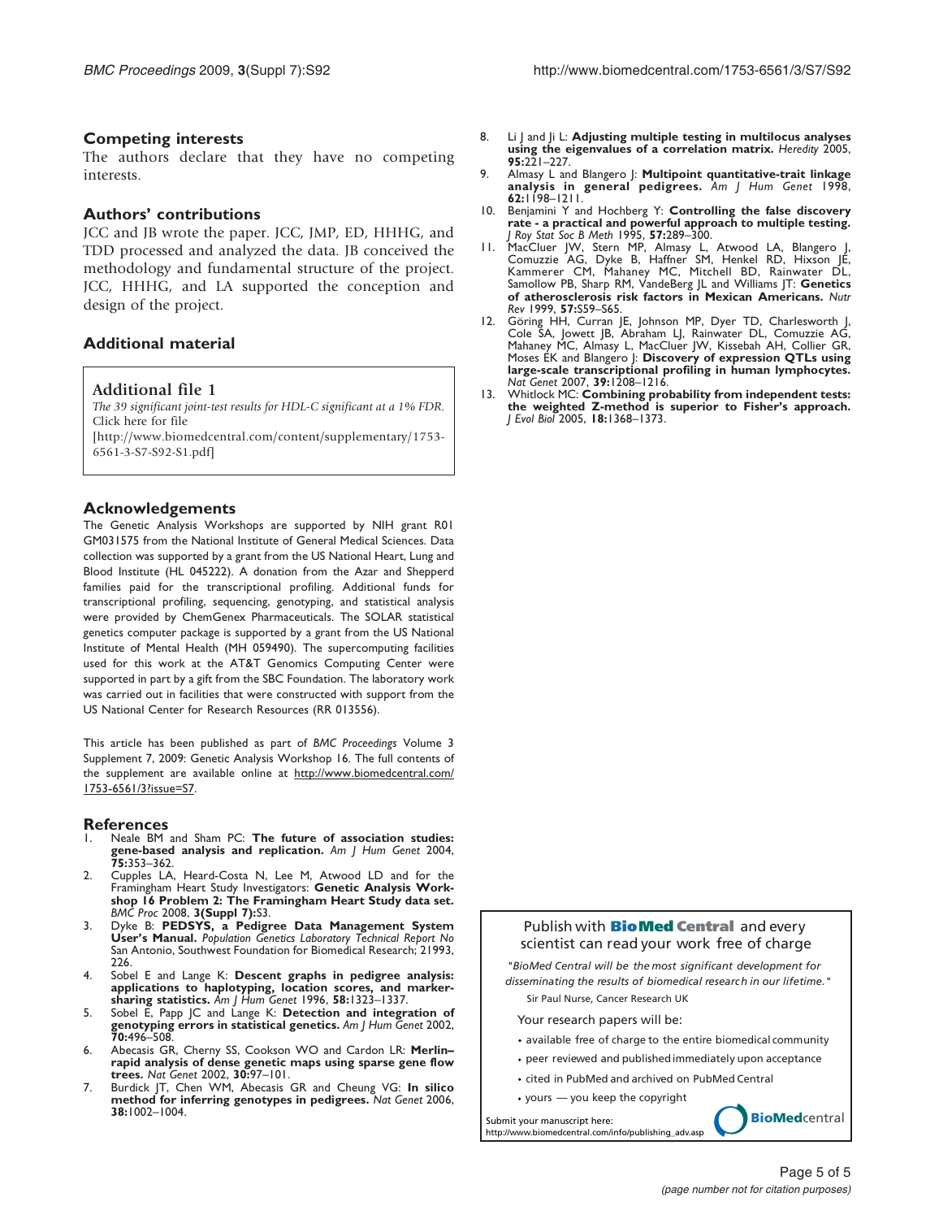## Competing interests

The authors declare that they have no competing interests.

## Authors' contributions

JCC and JB wrote the paper. JCC, JMP, ED, HHHG, and TDD processed and analyzed the data. JB conceived the methodology and fundamental structure of the project. JCC, HHHG, and LA supported the conception and design of the project.

## Additional material

**Additional file 1**
*The 39 significant joint-test results for HDL-C significant at a 1% FDR.*
Click here for file
[http://www.biomedcentral.com/content/supplementary/1753-6561-3-S7-S92-S1.pdf]

## Acknowledgements

The Genetic Analysis Workshops are supported by NIH grant R01 GM031575 from the National Institute of General Medical Sciences. Data collection was supported by a grant from the US National Heart, Lung and Blood Institute (HL 045222). A donation from the Azar and Shepperd families paid for the transcriptional profiling. Additional funds for transcriptional profiling, sequencing, genotyping, and statistical analysis were provided by ChemGenex Pharmaceuticals. The SOLAR statistical genetics computer package is supported by a grant from the US National Institute of Mental Health (MH 059490). The supercomputing facilities used for this work at the AT&T Genomics Computing Center were supported in part by a gift from the SBC Foundation. The laboratory work was carried out in facilities that were constructed with support from the US National Center for Research Resources (RR 013556).

This article has been published as part of *BMC Proceedings* Volume 3 Supplement 7, 2009: Genetic Analysis Workshop 16. The full contents of the supplement are available online at http://www.biomedcentral.com/1753-6561/3?issue=S7.

## References

1. Neale BM and Sham PC: **The future of association studies: gene-based analysis and replication.** *Am J Hum Genet* 2004, **75:**353–362.
2. Cupples LA, Heard-Costa N, Lee M, Atwood LD and for the Framingham Heart Study Investigators: **Genetic Analysis Workshop 16 Problem 2: The Framingham Heart Study data set.** *BMC Proc* 2008, **3(Suppl 7):**S3.
3. Dyke B: **PEDSYS, a Pedigree Data Management System User's Manual.** *Population Genetics Laboratory Technical Report No* San Antonio, Southwest Foundation for Biomedical Research; 21993, 226.
4. Sobel E and Lange K: **Descent graphs in pedigree analysis: applications to haplotyping, location scores, and marker-sharing statistics.** *Am J Hum Genet* 1996, **58:**1323–1337.
5. Sobel E, Papp JC and Lange K: **Detection and integration of genotyping errors in statistical genetics.** *Am J Hum Genet* 2002, **70:**496–508.
6. Abecasis GR, Cherny SS, Cookson WO and Cardon LR: **Merlin–rapid analysis of dense genetic maps using sparse gene flow trees.** *Nat Genet* 2002, **30:**97–101.
7. Burdick JT, Chen WM, Abecasis GR and Cheung VG: **In silico method for inferring genotypes in pedigrees.** *Nat Genet* 2006, **38:**1002–1004.
8. Li J and Ji L: **Adjusting multiple testing in multilocus analyses using the eigenvalues of a correlation matrix.** *Heredity* 2005, **95:**221–227.
9. Almasy L and Blangero J: **Multipoint quantitative-trait linkage analysis in general pedigrees.** *Am J Hum Genet* 1998, **62:**1198–1211.
10. Benjamini Y and Hochberg Y: **Controlling the false discovery rate - a practical and powerful approach to multiple testing.** *J Roy Stat Soc B Meth* 1995, **57:**289–300.
11. MacCluer JW, Stern MP, Almasy L, Atwood LA, Blangero J, Comuzzie AG, Dyke B, Haffner SM, Henkel RD, Hixson JE, Kammerer CM, Mahaney MC, Mitchell BD, Rainwater DL, Samollow PB, Sharp RM, VandeBerg JL and Williams JT: **Genetics of atherosclerosis risk factors in Mexican Americans.** *Nutr Rev* 1999, **57:**S59–S65.
12. Göring HH, Curran JE, Johnson MP, Dyer TD, Charlesworth J, Cole SA, Jowett JB, Abraham LJ, Rainwater DL, Comuzzie AG, Mahaney MC, Almasy L, MacCluer JW, Kissebah AH, Collier GR, Moses EK and Blangero J: **Discovery of expression QTLs using large-scale transcriptional profiling in human lymphocytes.** *Nat Genet* 2007, **39:**1208–1216.
13. Whitlock MC: **Combining probability from independent tests: the weighted Z-method is superior to Fisher's approach.** *J Evol Biol* 2005, **18:**1368–1373.